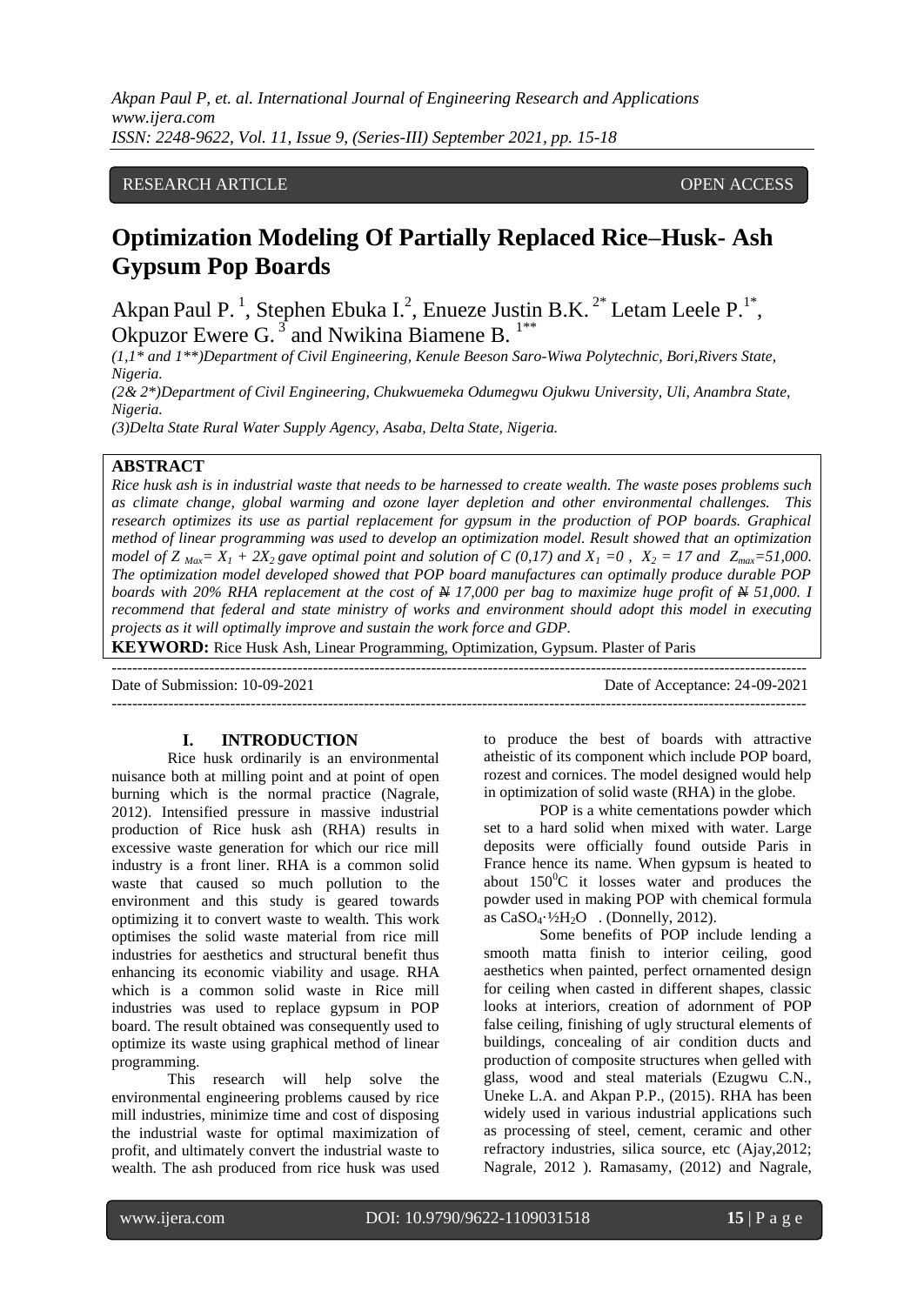RESEARCH ARTICLE OPEN ACCESS

# Optimization Modeling Of Partially Replaced Rice–Husk- Ash Gypsum Pop Boards

Akpan Paul P. [1], Stephen Ebuka I.[2], Enueze Justin B.K. [2*] Letam Leele P.[1*], Okpuzor Ewere G. [3] and Nwikina Biamene B. [1**]

*(1,1\* and 1\*\*)Department of Civil Engineering, Kenule Beeson Saro-Wiwa Polytechnic, Bori,Rivers State, Nigeria.*

*(2& 2\*)Department of Civil Engineering, Chukwuemeka Odumegwu Ojukwu University, Uli, Anambra State, Nigeria.*

*(3)Delta State Rural Water Supply Agency, Asaba, Delta State, Nigeria.*

## ABSTRACT

*Rice husk ash is in industrial waste that needs to be harnessed to create wealth. The waste poses problems such as climate change, global warming and ozone layer depletion and other environmental challenges. This research optimizes its use as partial replacement for gypsum in the production of POP boards. Graphical method of linear programming was used to develop an optimization model. Result showed that an optimization model of $Z_{Max} = X_1 + 2X_2$ gave optimal point and solution of C (0,17) and $X_1 = 0$, $X_2 = 17$ and $Z_{max} = 51,000$. The optimization model developed showed that POP board manufactures can optimally produce durable POP boards with 20% RHA replacement at the cost of ₦ 17,000 per bag to maximize huge profit of ₦ 51,000. I recommend that federal and state ministry of works and environment should adopt this model in executing projects as it will optimally improve and sustain the work force and GDP.*

**KEYWORD:** Rice Husk Ash, Linear Programming, Optimization, Gypsum. Plaster of Paris

Date of Submission: 10-09-2021 Date of Acceptance: 24-09-2021

## I. INTRODUCTION

Rice husk ordinarily is an environmental nuisance both at milling point and at point of open burning which is the normal practice (Nagrale, 2012). Intensified pressure in massive industrial production of Rice husk ash (RHA) results in excessive waste generation for which our rice mill industry is a front liner. RHA is a common solid waste that caused so much pollution to the environment and this study is geared towards optimizing it to convert waste to wealth. This work optimises the solid waste material from rice mill industries for aesthetics and structural benefit thus enhancing its economic viability and usage. RHA which is a common solid waste in Rice mill industries was used to replace gypsum in POP board. The result obtained was consequently used to optimize its waste using graphical method of linear programming.

This research will help solve the environmental engineering problems caused by rice mill industries, minimize time and cost of disposing the industrial waste for optimal maximization of profit, and ultimately convert the industrial waste to wealth. The ash produced from rice husk was used to produce the best of boards with attractive atheistic of its component which include POP board, rozest and cornices. The model designed would help in optimization of solid waste (RHA) in the globe.

POP is a white cementations powder which set to a hard solid when mixed with water. Large deposits were officially found outside Paris in France hence its name. When gypsum is heated to about $150^0C$ it losses water and produces the powder used in making POP with chemical formula as $CaSO_4 \cdot \frac{1}{2}H_2O$ . (Donnelly, 2012).

Some benefits of POP include lending a smooth matta finish to interior ceiling, good aesthetics when painted, perfect ornamented design for ceiling when casted in different shapes, classic looks at interiors, creation of adornment of POP false ceiling, finishing of ugly structural elements of buildings, concealing of air condition ducts and production of composite structures when gelled with glass, wood and steal materials (Ezugwu C.N., Uneke L.A. and Akpan P.P., (2015). RHA has been widely used in various industrial applications such as processing of steel, cement, ceramic and other refractory industries, silica source, etc (Ajay,2012; Nagrale, 2012 ). Ramasamy, (2012) and Nagrale,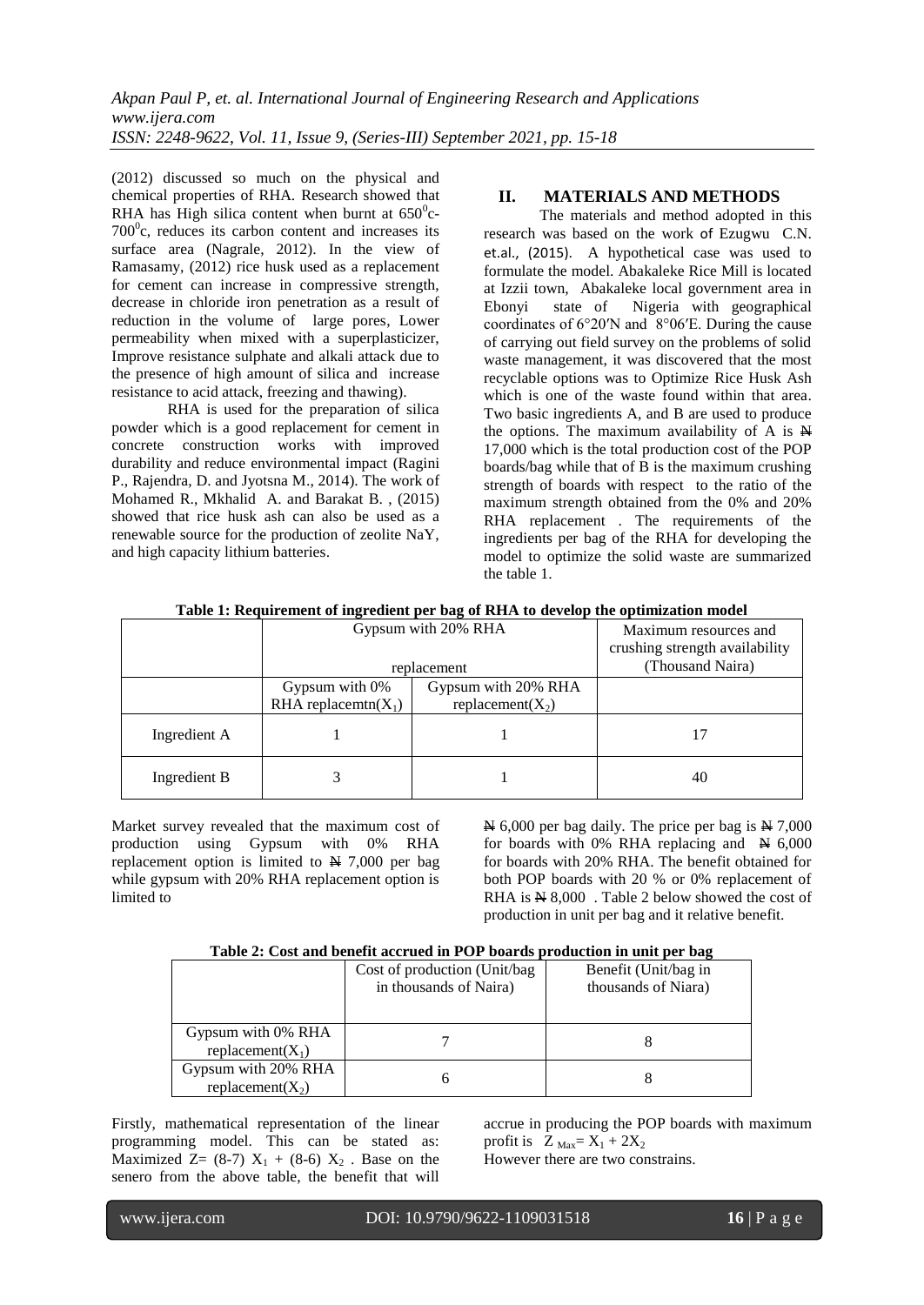(2012) discussed so much on the physical and chemical properties of RHA. Research showed that RHA has High silica content when burnt at $650^0$c-$700^0$c, reduces its carbon content and increases its surface area (Nagrale, 2012). In the view of Ramasamy, (2012) rice husk used as a replacement for cement can increase in compressive strength, decrease in chloride iron penetration as a result of reduction in the volume of large pores, Lower permeability when mixed with a superplasticizer, Improve resistance sulphate and alkali attack due to the presence of high amount of silica and increase resistance to acid attack, freezing and thawing).

RHA is used for the preparation of silica powder which is a good replacement for cement in concrete construction works with improved durability and reduce environmental impact (Ragini P., Rajendra, D. and Jyotsna M., 2014). The work of Mohamed R., Mkhalid A. and Barakat B. , (2015) showed that rice husk ash can also be used as a renewable source for the production of zeolite NaY, and high capacity lithium batteries.

## II. MATERIALS AND METHODS

The materials and method adopted in this research was based on the work of Ezugwu C.N. et.al., (2015). A hypothetical case was used to formulate the model. Abakaleke Rice Mill is located at Izzii town, Abakaleke local government area in Ebonyi state of Nigeria with geographical coordinates of 6°20′N and 8°06′E. During the cause of carrying out field survey on the problems of solid waste management, it was discovered that the most recyclable options was to Optimize Rice Husk Ash which is one of the waste found within that area. Two basic ingredients A, and B are used to produce the options. The maximum availability of A is ₦ 17,000 which is the total production cost of the POP boards/bag while that of B is the maximum crushing strength of boards with respect to the ratio of the maximum strength obtained from the 0% and 20% RHA replacement . The requirements of the ingredients per bag of the RHA for developing the model to optimize the solid waste are summarized the table 1.

**Table 1: Requirement of ingredient per bag of RHA to develop the optimization model**

| | Gypsum with 20% RHA replacement | | Maximum resources and crushing strength availability (Thousand Naira) |
|---|---|---|---|
| | Gypsum with 0% RHA replacemtn($X_1$) | Gypsum with 20% RHA replacement($X_2$) | |
| Ingredient A | 1 | 1 | 17 |
| Ingredient B | 3 | 1 | 40 |

Market survey revealed that the maximum cost of production using Gypsum with 0% RHA replacement option is limited to ₦ 7,000 per bag while gypsum with 20% RHA replacement option is limited to ₦ 6,000 per bag daily. The price per bag is ₦ 7,000 for boards with 0% RHA replacing and ₦ 6,000 for boards with 20% RHA. The benefit obtained for both POP boards with 20 % or 0% replacement of RHA is ₦ 8,000 . Table 2 below showed the cost of production in unit per bag and it relative benefit.

**Table 2: Cost and benefit accrued in POP boards production in unit per bag**

| | Cost of production (Unit/bag in thousands of Naira) | Benefit (Unit/bag in thousands of Niara) |
|---|---|---|
| Gypsum with 0% RHA replacement($X_1$) | 7 | 8 |
| Gypsum with 20% RHA replacement($X_2$) | 6 | 8 |

Firstly, mathematical representation of the linear programming model. This can be stated as: Maximized $Z= (8\text{-}7)\ X_1 + (8\text{-}6)\ X_2$ . Base on the senero from the above table, the benefit that will accrue in producing the POP boards with maximum profit is $Z_{Max}= X_1 + 2X_2$

However there are two constrains.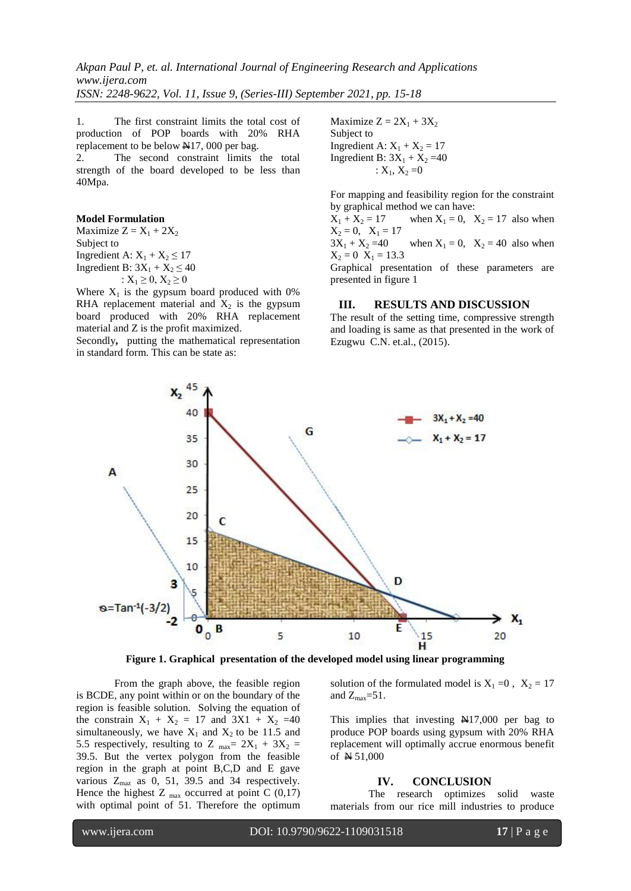1. The first constraint limits the total cost of production of POP boards with 20% RHA replacement to be below ₦17, 000 per bag.
2. The second constraint limits the total strength of the board developed to be less than 40Mpa.

**Model Formulation**

Maximize $Z = X_1 + 2X_2$

Subject to

Ingredient A: $X_1 + X_2 \leq 17$

Ingredient B: $3X_1 + X_2 \leq 40$

$: X_1 \geq 0, X_2 \geq 0$

Where $X_1$ is the gypsum board produced with 0% RHA replacement material and $X_2$ is the gypsum board produced with 20% RHA replacement material and Z is the profit maximized.

Secondly**,** putting the mathematical representation in standard form. This can be state as:

Maximize $Z = 2X_1 + 3X_2$

Subject to

Ingredient A: $X_1 + X_2 = 17$

Ingredient B: $3X_1 + X_2 = 40$

$: X_1, X_2 = 0$

For mapping and feasibility region for the constraint by graphical method we can have:

$X_1 + X_2 = 17$ when $X_1 = 0$, $X_2 = 17$ also when $X_2 = 0$, $X_1 = 17$

$3X_1 + X_2 = 40$ when $X_1 = 0$, $X_2 = 40$ also when $X_2 = 0$ $X_1 = 13.3$

Graphical presentation of these parameters are presented in figure 1

## III. RESULTS AND DISCUSSION

The result of the setting time, compressive strength and loading is same as that presented in the work of Ezugwu C.N. et.al., (2015).

**Figure 1. Graphical presentation of the developed model using linear programming**

From the graph above, the feasible region is BCDE, any point within or on the boundary of the region is feasible solution. Solving the equation of the constrain $X_1 + X_2 = 17$ and $3X1 + X_2 = 40$ simultaneously, we have $X_1$ and $X_2$ to be 11.5 and 5.5 respectively, resulting to $Z_{max} = 2X_1 + 3X_2 = 39.5$. But the vertex polygon from the feasible region in the graph at point B,C,D and E gave various $Z_{maz}$ as 0, 51, 39.5 and 34 respectively. Hence the highest $Z_{max}$ occurred at point C (0,17) with optimal point of 51. Therefore the optimum solution of the formulated model is $X_1 = 0$, $X_2 = 17$ and $Z_{max} = 51$.

This implies that investing ₦17,000 per bag to produce POP boards using gypsum with 20% RHA replacement will optimally accrue enormous benefit of ₦ 51,000

## IV. CONCLUSION

The research optimizes solid waste materials from our rice mill industries to produce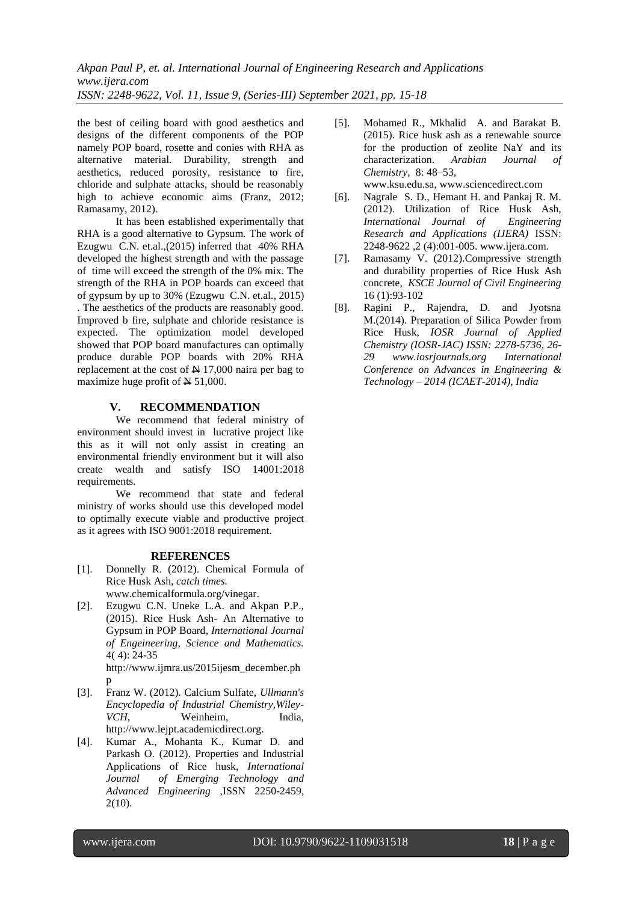the best of ceiling board with good aesthetics and designs of the different components of the POP namely POP board, rosette and conies with RHA as alternative material. Durability, strength and aesthetics, reduced porosity, resistance to fire, chloride and sulphate attacks, should be reasonably high to achieve economic aims (Franz, 2012; Ramasamy, 2012).

It has been established experimentally that RHA is a good alternative to Gypsum. The work of Ezugwu C.N. et.al.,(2015) inferred that 40% RHA developed the highest strength and with the passage of time will exceed the strength of the 0% mix. The strength of the RHA in POP boards can exceed that of gypsum by up to 30% (Ezugwu C.N. et.al., 2015) . The aesthetics of the products are reasonably good. Improved b fire, sulphate and chloride resistance is expected. The optimization model developed showed that POP board manufactures can optimally produce durable POP boards with 20% RHA replacement at the cost of ₦ 17,000 naira per bag to maximize huge profit of ₦ 51,000.

## V. RECOMMENDATION

We recommend that federal ministry of environment should invest in lucrative project like this as it will not only assist in creating an environmental friendly environment but it will also create wealth and satisfy ISO 14001:2018 requirements.

We recommend that state and federal ministry of works should use this developed model to optimally execute viable and productive project as it agrees with ISO 9001:2018 requirement.

## REFERENCES

[1]. Donnelly R. (2012). Chemical Formula of Rice Husk Ash, *catch times.* www.chemicalformula.org/vinegar.

[2]. Ezugwu C.N. Uneke L.A. and Akpan P.P., (2015). Rice Husk Ash- An Alternative to Gypsum in POP Board, *International Journal of Engeineering, Science and Mathematics.* 4( 4): 24-35 http://www.ijmra.us/2015ijesm_december.php

[3]. Franz W. (2012). Calcium Sulfate, *Ullmann's Encyclopedia of Industrial Chemistry,Wiley-VCH*, Weinheim, India, http://www.lejpt.academicdirect.org.

[4]. Kumar A., Mohanta K., Kumar D. and Parkash O. (2012). Properties and Industrial Applications of Rice husk, *International Journal of Emerging Technology and Advanced Engineering* ,ISSN 2250-2459, 2(10).

[5]. Mohamed R., Mkhalid A. and Barakat B. (2015). Rice husk ash as a renewable source for the production of zeolite NaY and its characterization. *Arabian Journal of Chemistry*, 8: 48–53, www.ksu.edu.sa, www.sciencedirect.com

[6]. Nagrale S. D., Hemant H. and Pankaj R. M. (2012). Utilization of Rice Husk Ash, *International Journal of Engineering Research and Applications (IJERA)* ISSN: 2248-9622 ,2 (4):001-005. www.ijera.com.

[7]. Ramasamy V. (2012).Compressive strength and durability properties of Rice Husk Ash concrete, *KSCE Journal of Civil Engineering* 16 (1):93-102

[8]. Ragini P., Rajendra, D. and Jyotsna M.(2014). Preparation of Silica Powder from Rice Husk, *IOSR Journal of Applied Chemistry (IOSR-JAC) ISSN: 2278-5736, 26-29 www.iosrjournals.org International Conference on Advances in Engineering & Technology – 2014 (ICAET-2014), India*